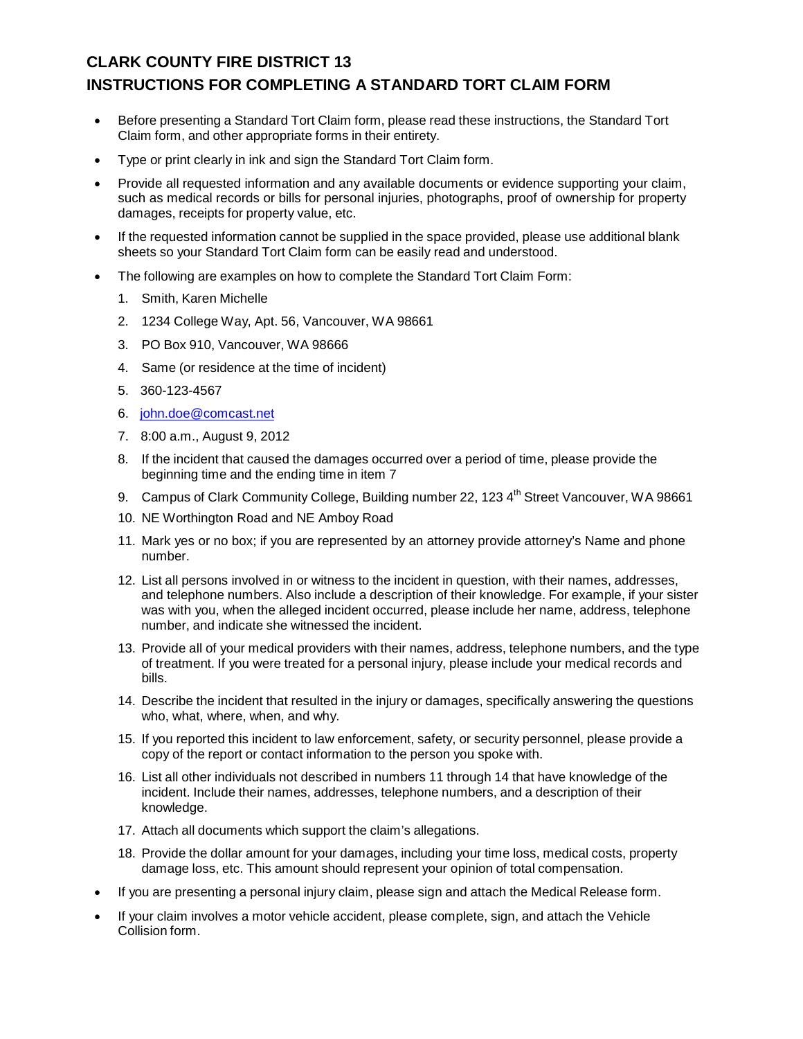# CLARK COUNTY FIRE DISTRICT 13

# INSTRUCTIONS FOR COMPLETING A STANDARD TORT CLAIM FORM

- Before presenting a Standard Tort Claim form, please read these instructions, the Standard Tort Claim form, and other appropriate forms in their entirety.
- Type or print clearly in ink and sign the Standard Tort Claim form.
- Provide all requested information and any available documents or evidence supporting your claim, such as medical records or bills for personal injuries, photographs, proof of ownership for property damages, receipts for property value, etc.
- If the requested information cannot be supplied in the space provided, please use additional blank sheets so your Standard Tort Claim form can be easily read and understood.
- The following are examples on how to complete the Standard Tort Claim Form:
  1. Smith, Karen Michelle
  2. 1234 College Way, Apt. 56, Vancouver, WA 98661
  3. PO Box 910, Vancouver, WA 98666
  4. Same (or residence at the time of incident)
  5. 360-123-4567
  6. john.doe@comcast.net
  7. 8:00 a.m., August 9, 2012
  8. If the incident that caused the damages occurred over a period of time, please provide the beginning time and the ending time in item 7
  9. Campus of Clark Community College, Building number 22, 123 4th Street Vancouver, WA 98661
  10. NE Worthington Road and NE Amboy Road
  11. Mark yes or no box; if you are represented by an attorney provide attorney's Name and phone number.
  12. List all persons involved in or witness to the incident in question, with their names, addresses, and telephone numbers. Also include a description of their knowledge. For example, if your sister was with you, when the alleged incident occurred, please include her name, address, telephone number, and indicate she witnessed the incident.
  13. Provide all of your medical providers with their names, address, telephone numbers, and the type of treatment. If you were treated for a personal injury, please include your medical records and bills.
  14. Describe the incident that resulted in the injury or damages, specifically answering the questions who, what, where, when, and why.
  15. If you reported this incident to law enforcement, safety, or security personnel, please provide a copy of the report or contact information to the person you spoke with.
  16. List all other individuals not described in numbers 11 through 14 that have knowledge of the incident. Include their names, addresses, telephone numbers, and a description of their knowledge.
  17. Attach all documents which support the claim's allegations.
  18. Provide the dollar amount for your damages, including your time loss, medical costs, property damage loss, etc. This amount should represent your opinion of total compensation.
- If you are presenting a personal injury claim, please sign and attach the Medical Release form.
- If your claim involves a motor vehicle accident, please complete, sign, and attach the Vehicle Collision form.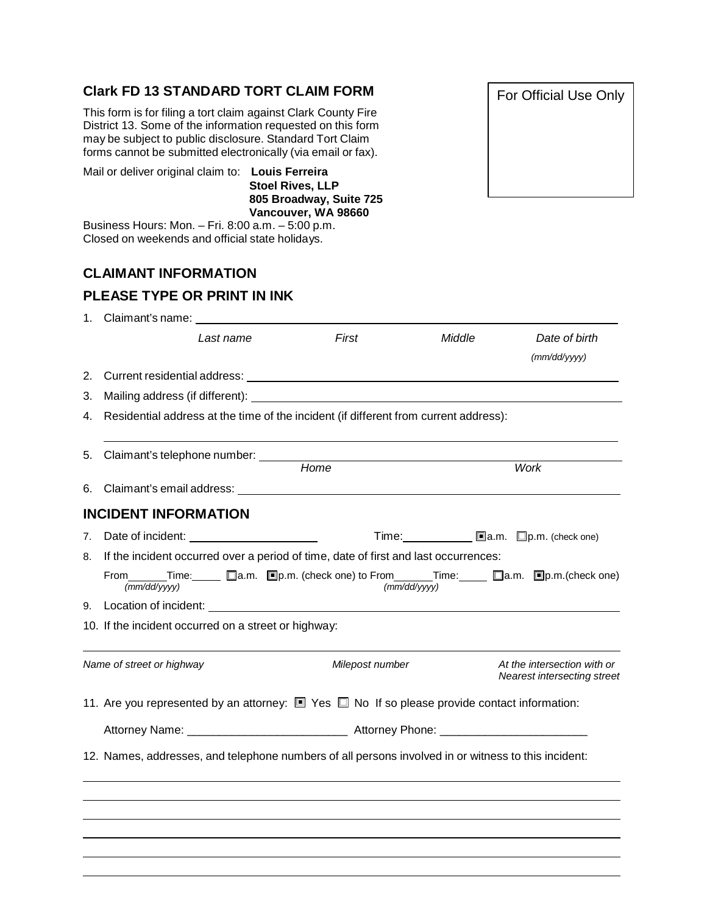## Clark FD 13 STANDARD TORT CLAIM FORM

This form is for filing a tort claim against Clark County Fire District 13. Some of the information requested on this form may be subject to public disclosure. Standard Tort Claim forms cannot be submitted electronically (via email or fax).

Mail or deliver original claim to: **Louis Ferreira**
**Stoel Rives, LLP**
**805 Broadway, Suite 725**
**Vancouver, WA 98660**

Business Hours: Mon. – Fri. 8:00 a.m. – 5:00 p.m.
Closed on weekends and official state holidays.

For Official Use Only

## CLAIMANT INFORMATION

## PLEASE TYPE OR PRINT IN INK

1. Claimant's name: ____________________

   *Last name* *First* *Middle* *Date of birth (mm/dd/yyyy)*

2. Current residential address: ____________________
3. Mailing address (if different): ____________________
4. Residential address at the time of the incident (if different from current address):

   ____________________

5. Claimant's telephone number: ____________________

   *Home* *Work*

6. Claimant's email address: ____________________

## INCIDENT INFORMATION

7. Date of incident: ____________________ Time: __________ ☒a.m. ☐p.m. (check one)
8. If the incident occurred over a period of time, date of first and last occurrences:

   From______ *(mm/dd/yyyy)* Time:_____ ☐a.m. ☒p.m. (check one) to From______ *(mm/dd/yyyy)* Time:_____ ☐a.m. ☒p.m.(check one)

9. Location of incident: ____________________
10. If the incident occurred on a street or highway:

    ____________________

    *Name of street or highway* *Milepost number* *At the intersection with or Nearest intersecting street*

11. Are you represented by an attorney: ☒ Yes ☐ No If so please provide contact information:

    Attorney Name: _________________________ Attorney Phone: _______________________

12. Names, addresses, and telephone numbers of all persons involved in or witness to this incident:

    ____________________

    ____________________

    ____________________

    ____________________

    ____________________

    ____________________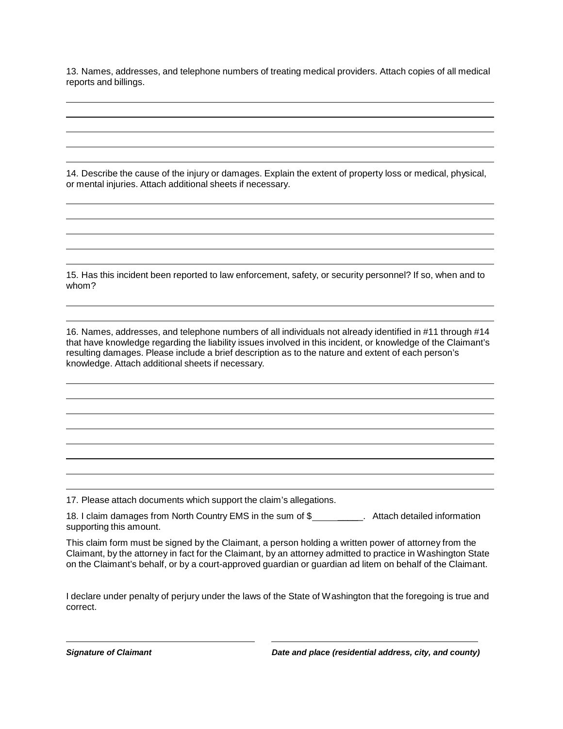13. Names, addresses, and telephone numbers of treating medical providers. Attach copies of all medical reports and billings.

\_\_\_\_\_\_\_\_\_\_\_\_\_\_\_\_\_\_\_\_\_\_\_\_\_\_\_\_\_\_\_\_\_\_\_\_\_\_\_\_\_\_\_\_\_\_\_\_\_\_\_\_\_\_\_\_\_\_\_\_\_\_\_\_\_\_\_\_\_\_\_\_\_\_\_\_\_\_

\_\_\_\_\_\_\_\_\_\_\_\_\_\_\_\_\_\_\_\_\_\_\_\_\_\_\_\_\_\_\_\_\_\_\_\_\_\_\_\_\_\_\_\_\_\_\_\_\_\_\_\_\_\_\_\_\_\_\_\_\_\_\_\_\_\_\_\_\_\_\_\_\_\_\_\_\_\_

\_\_\_\_\_\_\_\_\_\_\_\_\_\_\_\_\_\_\_\_\_\_\_\_\_\_\_\_\_\_\_\_\_\_\_\_\_\_\_\_\_\_\_\_\_\_\_\_\_\_\_\_\_\_\_\_\_\_\_\_\_\_\_\_\_\_\_\_\_\_\_\_\_\_\_\_\_\_

\_\_\_\_\_\_\_\_\_\_\_\_\_\_\_\_\_\_\_\_\_\_\_\_\_\_\_\_\_\_\_\_\_\_\_\_\_\_\_\_\_\_\_\_\_\_\_\_\_\_\_\_\_\_\_\_\_\_\_\_\_\_\_\_\_\_\_\_\_\_\_\_\_\_\_\_\_\_

\_\_\_\_\_\_\_\_\_\_\_\_\_\_\_\_\_\_\_\_\_\_\_\_\_\_\_\_\_\_\_\_\_\_\_\_\_\_\_\_\_\_\_\_\_\_\_\_\_\_\_\_\_\_\_\_\_\_\_\_\_\_\_\_\_\_\_\_\_\_\_\_\_\_\_\_\_\_

14. Describe the cause of the injury or damages. Explain the extent of property loss or medical, physical, or mental injuries. Attach additional sheets if necessary.

\_\_\_\_\_\_\_\_\_\_\_\_\_\_\_\_\_\_\_\_\_\_\_\_\_\_\_\_\_\_\_\_\_\_\_\_\_\_\_\_\_\_\_\_\_\_\_\_\_\_\_\_\_\_\_\_\_\_\_\_\_\_\_\_\_\_\_\_\_\_\_\_\_\_\_\_\_\_

\_\_\_\_\_\_\_\_\_\_\_\_\_\_\_\_\_\_\_\_\_\_\_\_\_\_\_\_\_\_\_\_\_\_\_\_\_\_\_\_\_\_\_\_\_\_\_\_\_\_\_\_\_\_\_\_\_\_\_\_\_\_\_\_\_\_\_\_\_\_\_\_\_\_\_\_\_\_

\_\_\_\_\_\_\_\_\_\_\_\_\_\_\_\_\_\_\_\_\_\_\_\_\_\_\_\_\_\_\_\_\_\_\_\_\_\_\_\_\_\_\_\_\_\_\_\_\_\_\_\_\_\_\_\_\_\_\_\_\_\_\_\_\_\_\_\_\_\_\_\_\_\_\_\_\_\_

\_\_\_\_\_\_\_\_\_\_\_\_\_\_\_\_\_\_\_\_\_\_\_\_\_\_\_\_\_\_\_\_\_\_\_\_\_\_\_\_\_\_\_\_\_\_\_\_\_\_\_\_\_\_\_\_\_\_\_\_\_\_\_\_\_\_\_\_\_\_\_\_\_\_\_\_\_\_

\_\_\_\_\_\_\_\_\_\_\_\_\_\_\_\_\_\_\_\_\_\_\_\_\_\_\_\_\_\_\_\_\_\_\_\_\_\_\_\_\_\_\_\_\_\_\_\_\_\_\_\_\_\_\_\_\_\_\_\_\_\_\_\_\_\_\_\_\_\_\_\_\_\_\_\_\_\_

15. Has this incident been reported to law enforcement, safety, or security personnel? If so, when and to whom?

\_\_\_\_\_\_\_\_\_\_\_\_\_\_\_\_\_\_\_\_\_\_\_\_\_\_\_\_\_\_\_\_\_\_\_\_\_\_\_\_\_\_\_\_\_\_\_\_\_\_\_\_\_\_\_\_\_\_\_\_\_\_\_\_\_\_\_\_\_\_\_\_\_\_\_\_\_\_

\_\_\_\_\_\_\_\_\_\_\_\_\_\_\_\_\_\_\_\_\_\_\_\_\_\_\_\_\_\_\_\_\_\_\_\_\_\_\_\_\_\_\_\_\_\_\_\_\_\_\_\_\_\_\_\_\_\_\_\_\_\_\_\_\_\_\_\_\_\_\_\_\_\_\_\_\_\_

16. Names, addresses, and telephone numbers of all individuals not already identified in #11 through #14 that have knowledge regarding the liability issues involved in this incident, or knowledge of the Claimant's resulting damages. Please include a brief description as to the nature and extent of each person's knowledge. Attach additional sheets if necessary.

\_\_\_\_\_\_\_\_\_\_\_\_\_\_\_\_\_\_\_\_\_\_\_\_\_\_\_\_\_\_\_\_\_\_\_\_\_\_\_\_\_\_\_\_\_\_\_\_\_\_\_\_\_\_\_\_\_\_\_\_\_\_\_\_\_\_\_\_\_\_\_\_\_\_\_\_\_\_

\_\_\_\_\_\_\_\_\_\_\_\_\_\_\_\_\_\_\_\_\_\_\_\_\_\_\_\_\_\_\_\_\_\_\_\_\_\_\_\_\_\_\_\_\_\_\_\_\_\_\_\_\_\_\_\_\_\_\_\_\_\_\_\_\_\_\_\_\_\_\_\_\_\_\_\_\_\_

\_\_\_\_\_\_\_\_\_\_\_\_\_\_\_\_\_\_\_\_\_\_\_\_\_\_\_\_\_\_\_\_\_\_\_\_\_\_\_\_\_\_\_\_\_\_\_\_\_\_\_\_\_\_\_\_\_\_\_\_\_\_\_\_\_\_\_\_\_\_\_\_\_\_\_\_\_\_

\_\_\_\_\_\_\_\_\_\_\_\_\_\_\_\_\_\_\_\_\_\_\_\_\_\_\_\_\_\_\_\_\_\_\_\_\_\_\_\_\_\_\_\_\_\_\_\_\_\_\_\_\_\_\_\_\_\_\_\_\_\_\_\_\_\_\_\_\_\_\_\_\_\_\_\_\_\_

\_\_\_\_\_\_\_\_\_\_\_\_\_\_\_\_\_\_\_\_\_\_\_\_\_\_\_\_\_\_\_\_\_\_\_\_\_\_\_\_\_\_\_\_\_\_\_\_\_\_\_\_\_\_\_\_\_\_\_\_\_\_\_\_\_\_\_\_\_\_\_\_\_\_\_\_\_\_

\_\_\_\_\_\_\_\_\_\_\_\_\_\_\_\_\_\_\_\_\_\_\_\_\_\_\_\_\_\_\_\_\_\_\_\_\_\_\_\_\_\_\_\_\_\_\_\_\_\_\_\_\_\_\_\_\_\_\_\_\_\_\_\_\_\_\_\_\_\_\_\_\_\_\_\_\_\_

\_\_\_\_\_\_\_\_\_\_\_\_\_\_\_\_\_\_\_\_\_\_\_\_\_\_\_\_\_\_\_\_\_\_\_\_\_\_\_\_\_\_\_\_\_\_\_\_\_\_\_\_\_\_\_\_\_\_\_\_\_\_\_\_\_\_\_\_\_\_\_\_\_\_\_\_\_\_

\_\_\_\_\_\_\_\_\_\_\_\_\_\_\_\_\_\_\_\_\_\_\_\_\_\_\_\_\_\_\_\_\_\_\_\_\_\_\_\_\_\_\_\_\_\_\_\_\_\_\_\_\_\_\_\_\_\_\_\_\_\_\_\_\_\_\_\_\_\_\_\_\_\_\_\_\_\_

17. Please attach documents which support the claim's allegations.

18. I claim damages from North Country EMS in the sum of $\_\_\_\_\_\_\_\_\_\_. Attach detailed information supporting this amount.

This claim form must be signed by the Claimant, a person holding a written power of attorney from the Claimant, by the attorney in fact for the Claimant, by an attorney admitted to practice in Washington State on the Claimant's behalf, or by a court-approved guardian or guardian ad litem on behalf of the Claimant.

I declare under penalty of perjury under the laws of the State of Washington that the foregoing is true and correct.

\_\_\_\_\_\_\_\_\_\_\_\_\_\_\_\_\_\_\_\_\_\_\_\_\_\_\_\_\_\_\_\_\_\_\_\_ &nbsp;&nbsp;&nbsp;&nbsp; \_\_\_\_\_\_\_\_\_\_\_\_\_\_\_\_\_\_\_\_\_\_\_\_\_\_\_\_\_\_\_\_\_\_\_\_

***Signature of Claimant*** &nbsp;&nbsp;&nbsp;&nbsp; ***Date and place (residential address, city, and county)***